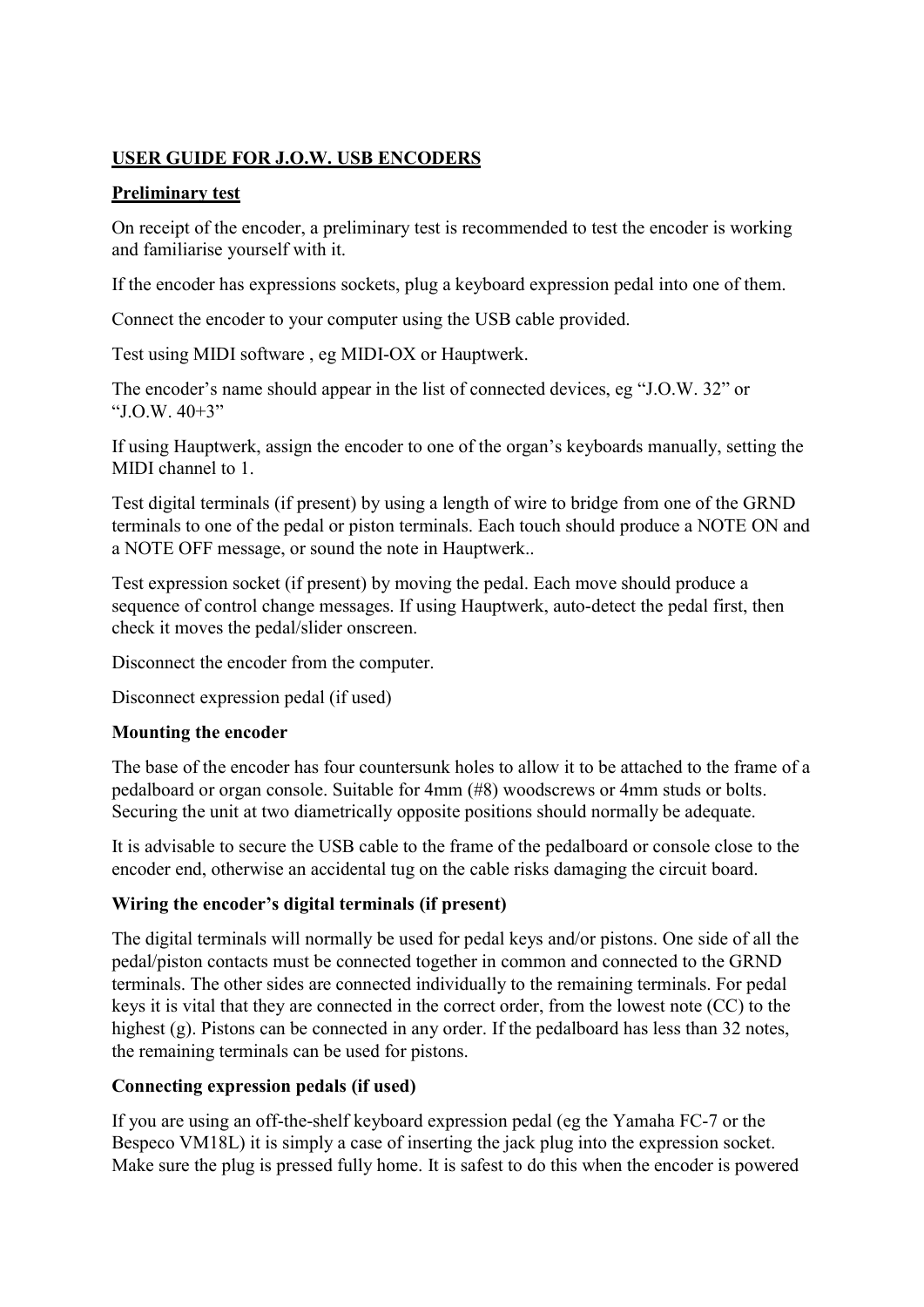# USER GUIDE FOR J.O.W. USB ENCODERS

## Preliminary test

On receipt of the encoder, a preliminary test is recommended to test the encoder is working and familiarise yourself with it.

If the encoder has expressions sockets, plug a keyboard expression pedal into one of them.

Connect the encoder to your computer using the USB cable provided.

Test using MIDI software , eg MIDI-OX or Hauptwerk.

The encoder's name should appear in the list of connected devices, eg "J.O.W. 32" or "J.O.W. 40+3"

If using Hauptwerk, assign the encoder to one of the organ's keyboards manually, setting the MIDI channel to 1.

Test digital terminals (if present) by using a length of wire to bridge from one of the GRND terminals to one of the pedal or piston terminals. Each touch should produce a NOTE ON and a NOTE OFF message, or sound the note in Hauptwerk..

Test expression socket (if present) by moving the pedal. Each move should produce a sequence of control change messages. If using Hauptwerk, auto-detect the pedal first, then check it moves the pedal/slider onscreen.

Disconnect the encoder from the computer.

Disconnect expression pedal (if used)

### Mounting the encoder

The base of the encoder has four countersunk holes to allow it to be attached to the frame of a pedalboard or organ console. Suitable for 4mm (#8) woodscrews or 4mm studs or bolts. Securing the unit at two diametrically opposite positions should normally be adequate.

It is advisable to secure the USB cable to the frame of the pedalboard or console close to the encoder end, otherwise an accidental tug on the cable risks damaging the circuit board.

### Wiring the encoder's digital terminals (if present)

The digital terminals will normally be used for pedal keys and/or pistons. One side of all the pedal/piston contacts must be connected together in common and connected to the GRND terminals. The other sides are connected individually to the remaining terminals. For pedal keys it is vital that they are connected in the correct order, from the lowest note (CC) to the highest (g). Pistons can be connected in any order. If the pedalboard has less than 32 notes, the remaining terminals can be used for pistons.

### Connecting expression pedals (if used)

If you are using an off-the-shelf keyboard expression pedal (eg the Yamaha FC-7 or the Bespeco VM18L) it is simply a case of inserting the jack plug into the expression socket. Make sure the plug is pressed fully home. It is safest to do this when the encoder is powered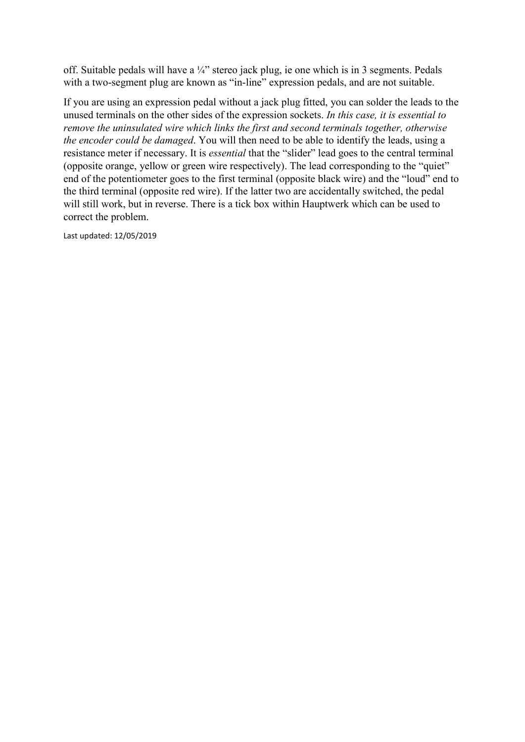off. Suitable pedals will have a ¼" stereo jack plug, ie one which is in 3 segments. Pedals with a two-segment plug are known as "in-line" expression pedals, and are not suitable.

If you are using an expression pedal without a jack plug fitted, you can solder the leads to the unused terminals on the other sides of the expression sockets. *In this case, it is essential to remove the uninsulated wire which links the first and second terminals together, otherwise the encoder could be damaged*. You will then need to be able to identify the leads, using a resistance meter if necessary. It is *essential* that the "slider" lead goes to the central terminal (opposite orange, yellow or green wire respectively). The lead corresponding to the "quiet" end of the potentiometer goes to the first terminal (opposite black wire) and the "loud" end to the third terminal (opposite red wire). If the latter two are accidentally switched, the pedal will still work, but in reverse. There is a tick box within Hauptwerk which can be used to correct the problem.

Last updated: 12/05/2019